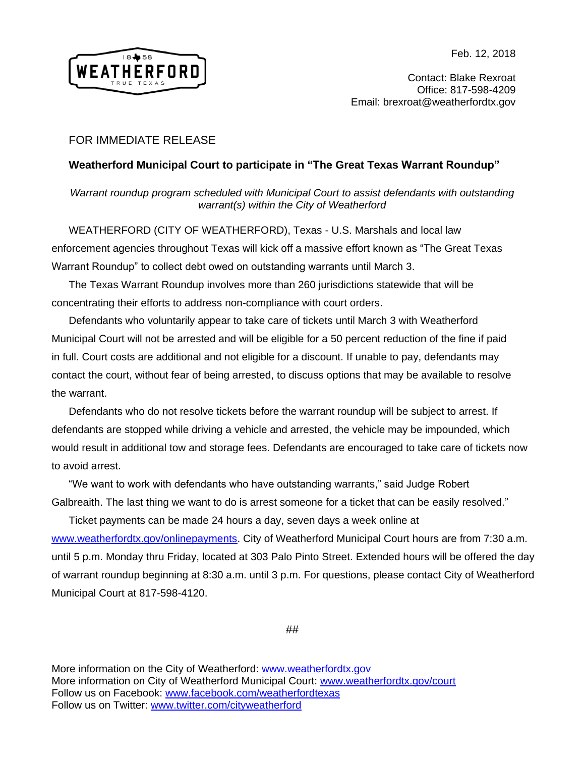Feb. 12, 2018

Contact: Blake Rexroat
Office: 817-598-4209
Email: brexroat@weatherfordtx.gov

FOR IMMEDIATE RELEASE

**Weatherford Municipal Court to participate in "The Great Texas Warrant Roundup"**

*Warrant roundup program scheduled with Municipal Court to assist defendants with outstanding warrant(s) within the City of Weatherford*

WEATHERFORD (CITY OF WEATHERFORD), Texas - U.S. Marshals and local law enforcement agencies throughout Texas will kick off a massive effort known as "The Great Texas Warrant Roundup" to collect debt owed on outstanding warrants until March 3.

The Texas Warrant Roundup involves more than 260 jurisdictions statewide that will be concentrating their efforts to address non-compliance with court orders.

Defendants who voluntarily appear to take care of tickets until March 3 with Weatherford Municipal Court will not be arrested and will be eligible for a 50 percent reduction of the fine if paid in full. Court costs are additional and not eligible for a discount. If unable to pay, defendants may contact the court, without fear of being arrested, to discuss options that may be available to resolve the warrant.

Defendants who do not resolve tickets before the warrant roundup will be subject to arrest. If defendants are stopped while driving a vehicle and arrested, the vehicle may be impounded, which would result in additional tow and storage fees. Defendants are encouraged to take care of tickets now to avoid arrest.

"We want to work with defendants who have outstanding warrants," said Judge Robert Galbreaith. The last thing we want to do is arrest someone for a ticket that can be easily resolved."

Ticket payments can be made 24 hours a day, seven days a week online at www.weatherfordtx.gov/onlinepayments. City of Weatherford Municipal Court hours are from 7:30 a.m. until 5 p.m. Monday thru Friday, located at 303 Palo Pinto Street. Extended hours will be offered the day of warrant roundup beginning at 8:30 a.m. until 3 p.m. For questions, please contact City of Weatherford Municipal Court at 817-598-4120.

##

More information on the City of Weatherford: www.weatherfordtx.gov
More information on City of Weatherford Municipal Court: www.weatherfordtx.gov/court
Follow us on Facebook: www.facebook.com/weatherfordtexas
Follow us on Twitter: www.twitter.com/cityweatherford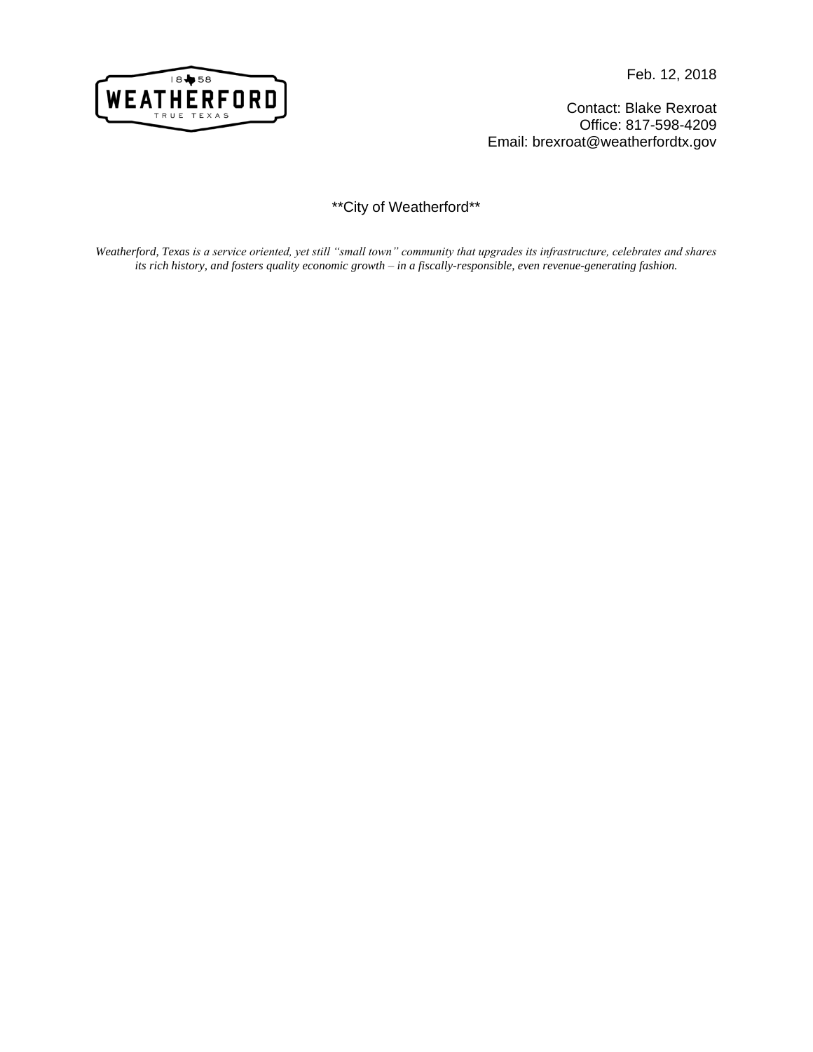Feb. 12, 2018

Contact: Blake Rexroat
Office: 817-598-4209
Email: brexroat@weatherfordtx.gov

**City of Weatherford**

*Weatherford, Texas is a service oriented, yet still "small town" community that upgrades its infrastructure, celebrates and shares its rich history, and fosters quality economic growth – in a fiscally-responsible, even revenue-generating fashion.*